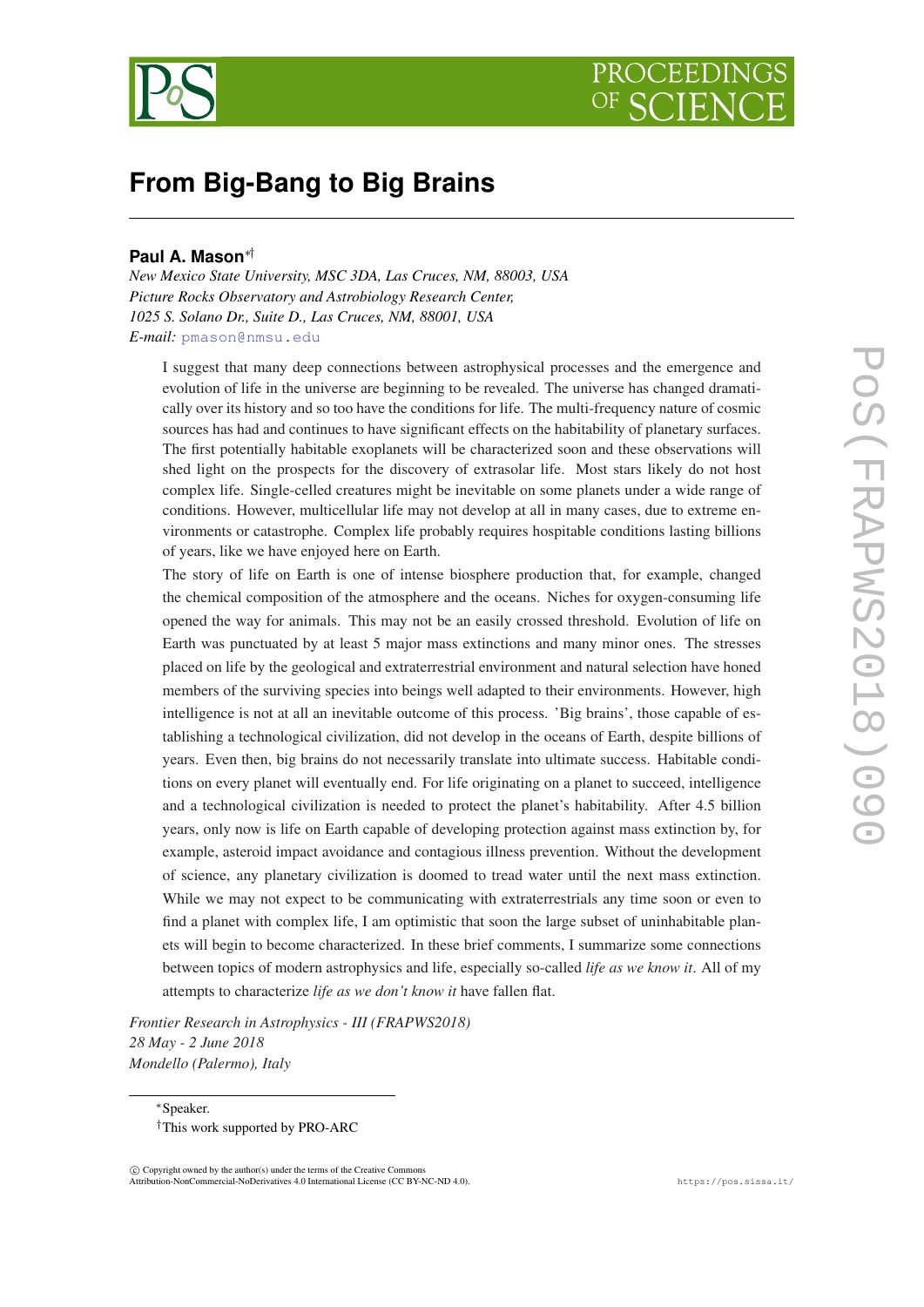# From Big-Bang to Big Brains

**Paul A. Mason**[∗†]

*New Mexico State University, MSC 3DA, Las Cruces, NM, 88003, USA*
*Picture Rocks Observatory and Astrobiology Research Center,*
*1025 S. Solano Dr., Suite D., Las Cruces, NM, 88001, USA*
*E-mail:* pmason@nmsu.edu

I suggest that many deep connections between astrophysical processes and the emergence and evolution of life in the universe are beginning to be revealed. The universe has changed dramatically over its history and so too have the conditions for life. The multi-frequency nature of cosmic sources has had and continues to have significant effects on the habitability of planetary surfaces. The first potentially habitable exoplanets will be characterized soon and these observations will shed light on the prospects for the discovery of extrasolar life. Most stars likely do not host complex life. Single-celled creatures might be inevitable on some planets under a wide range of conditions. However, multicellular life may not develop at all in many cases, due to extreme environments or catastrophe. Complex life probably requires hospitable conditions lasting billions of years, like we have enjoyed here on Earth.

The story of life on Earth is one of intense biosphere production that, for example, changed the chemical composition of the atmosphere and the oceans. Niches for oxygen-consuming life opened the way for animals. This may not be an easily crossed threshold. Evolution of life on Earth was punctuated by at least 5 major mass extinctions and many minor ones. The stresses placed on life by the geological and extraterrestrial environment and natural selection have honed members of the surviving species into beings well adapted to their environments. However, high intelligence is not at all an inevitable outcome of this process. 'Big brains', those capable of establishing a technological civilization, did not develop in the oceans of Earth, despite billions of years. Even then, big brains do not necessarily translate into ultimate success. Habitable conditions on every planet will eventually end. For life originating on a planet to succeed, intelligence and a technological civilization is needed to protect the planet's habitability. After 4.5 billion years, only now is life on Earth capable of developing protection against mass extinction by, for example, asteroid impact avoidance and contagious illness prevention. Without the development of science, any planetary civilization is doomed to tread water until the next mass extinction. While we may not expect to be communicating with extraterrestrials any time soon or even to find a planet with complex life, I am optimistic that soon the large subset of uninhabitable planets will begin to become characterized. In these brief comments, I summarize some connections between topics of modern astrophysics and life, especially so-called *life as we know it*. All of my attempts to characterize *life as we don't know it* have fallen flat.

*Frontier Research in Astrophysics - III (FRAPWS2018)*
*28 May - 2 June 2018*
*Mondello (Palermo), Italy*

---

∗Speaker.
†This work supported by PRO-ARC

© Copyright owned by the author(s) under the terms of the Creative Commons Attribution-NonCommercial-NoDerivatives 4.0 International License (CC BY-NC-ND 4.0).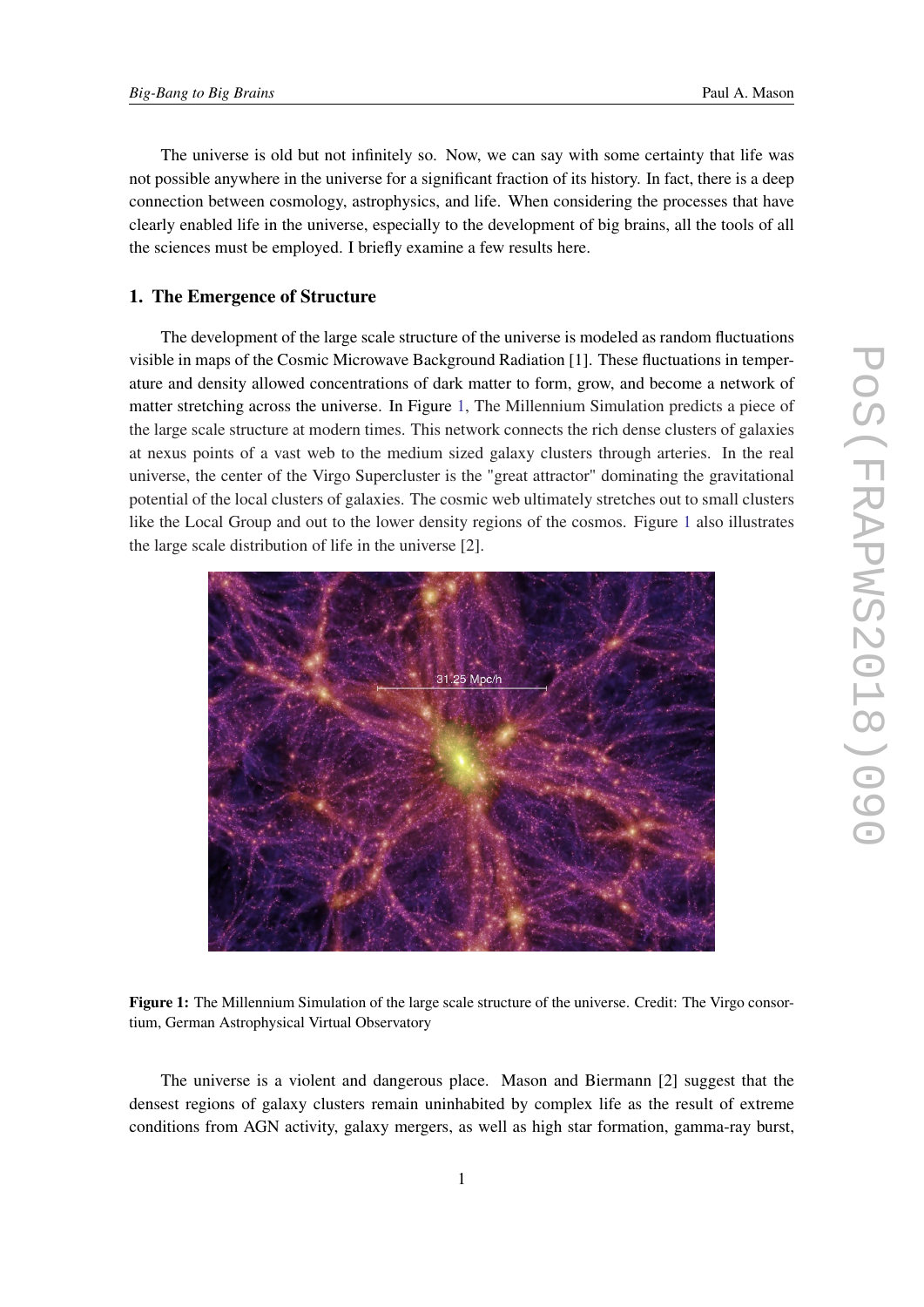The universe is old but not infinitely so. Now, we can say with some certainty that life was not possible anywhere in the universe for a significant fraction of its history. In fact, there is a deep connection between cosmology, astrophysics, and life. When considering the processes that have clearly enabled life in the universe, especially to the development of big brains, all the tools of all the sciences must be employed. I briefly examine a few results here.

## 1. The Emergence of Structure

The development of the large scale structure of the universe is modeled as random fluctuations visible in maps of the Cosmic Microwave Background Radiation [1]. These fluctuations in temperature and density allowed concentrations of dark matter to form, grow, and become a network of matter stretching across the universe. In Figure 1, The Millennium Simulation predicts a piece of the large scale structure at modern times. This network connects the rich dense clusters of galaxies at nexus points of a vast web to the medium sized galaxy clusters through arteries. In the real universe, the center of the Virgo Supercluster is the "great attractor" dominating the gravitational potential of the local clusters of galaxies. The cosmic web ultimately stretches out to small clusters like the Local Group and out to the lower density regions of the cosmos. Figure 1 also illustrates the large scale distribution of life in the universe [2].

**Figure 1:** The Millennium Simulation of the large scale structure of the universe. Credit: The Virgo consortium, German Astrophysical Virtual Observatory

The universe is a violent and dangerous place. Mason and Biermann [2] suggest that the densest regions of galaxy clusters remain uninhabited by complex life as the result of extreme conditions from AGN activity, galaxy mergers, as well as high star formation, gamma-ray burst,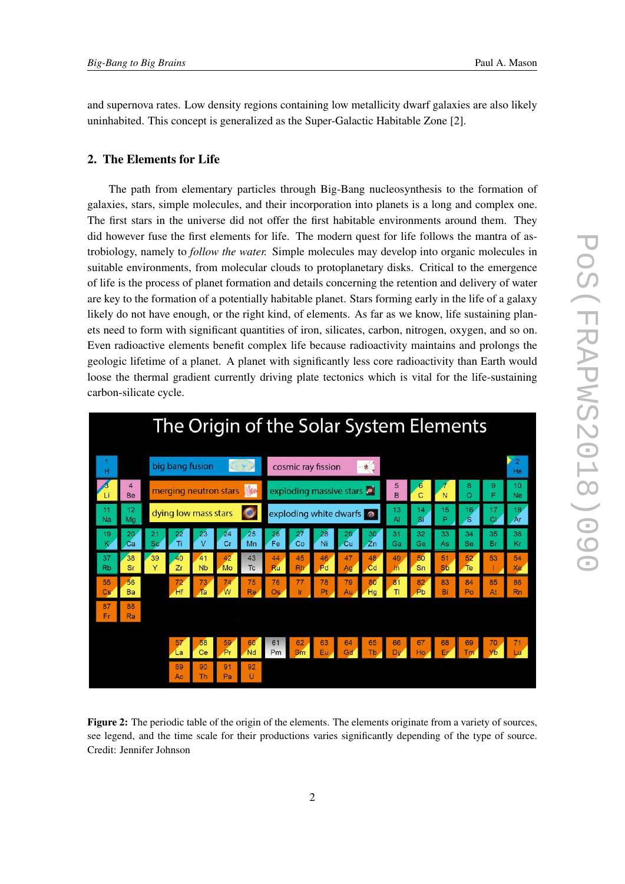and supernova rates. Low density regions containing low metallicity dwarf galaxies are also likely uninhabited. This concept is generalized as the Super-Galactic Habitable Zone [2].

## 2. The Elements for Life

The path from elementary particles through Big-Bang nucleosynthesis to the formation of galaxies, stars, simple molecules, and their incorporation into planets is a long and complex one. The first stars in the universe did not offer the first habitable environments around them. They did however fuse the first elements for life. The modern quest for life follows the mantra of astrobiology, namely to *follow the water.* Simple molecules may develop into organic molecules in suitable environments, from molecular clouds to protoplanetary disks. Critical to the emergence of life is the process of planet formation and details concerning the retention and delivery of water are key to the formation of a potentially habitable planet. Stars forming early in the life of a galaxy likely do not have enough, or the right kind, of elements. As far as we know, life sustaining planets need to form with significant quantities of iron, silicates, carbon, nitrogen, oxygen, and so on. Even radioactive elements benefit complex life because radioactivity maintains and prolongs the geologic lifetime of a planet. A planet with significantly less core radioactivity than Earth would loose the thermal gradient currently driving plate tectonics which is vital for the life-sustaining carbon-silicate cycle.

**Figure 2:** The periodic table of the origin of the elements. The elements originate from a variety of sources, see legend, and the time scale for their productions varies significantly depending of the type of source. Credit: Jennifer Johnson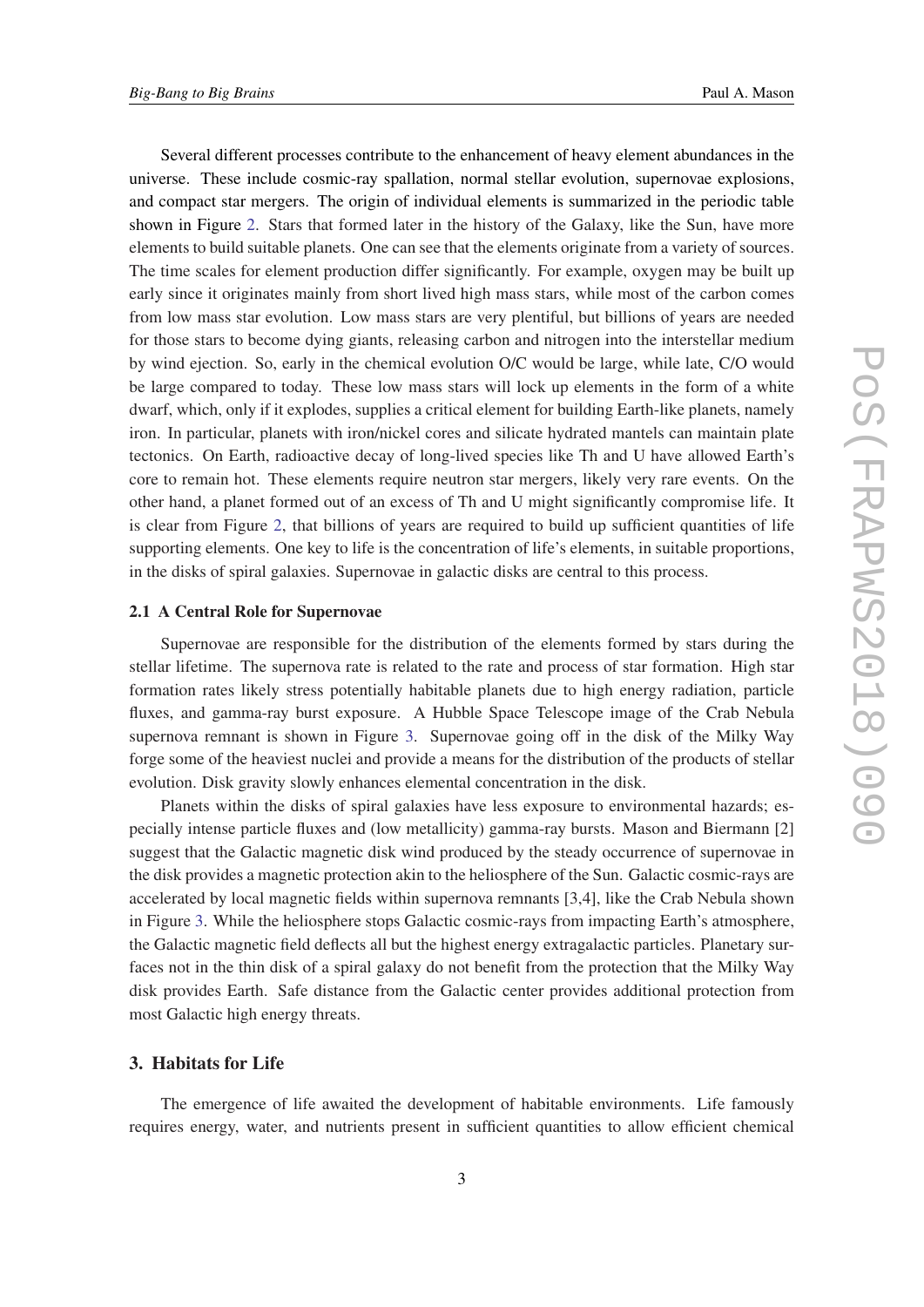Several different processes contribute to the enhancement of heavy element abundances in the universe. These include cosmic-ray spallation, normal stellar evolution, supernovae explosions, and compact star mergers. The origin of individual elements is summarized in the periodic table shown in Figure 2. Stars that formed later in the history of the Galaxy, like the Sun, have more elements to build suitable planets. One can see that the elements originate from a variety of sources. The time scales for element production differ significantly. For example, oxygen may be built up early since it originates mainly from short lived high mass stars, while most of the carbon comes from low mass star evolution. Low mass stars are very plentiful, but billions of years are needed for those stars to become dying giants, releasing carbon and nitrogen into the interstellar medium by wind ejection. So, early in the chemical evolution O/C would be large, while late, C/O would be large compared to today. These low mass stars will lock up elements in the form of a white dwarf, which, only if it explodes, supplies a critical element for building Earth-like planets, namely iron. In particular, planets with iron/nickel cores and silicate hydrated mantels can maintain plate tectonics. On Earth, radioactive decay of long-lived species like Th and U have allowed Earth's core to remain hot. These elements require neutron star mergers, likely very rare events. On the other hand, a planet formed out of an excess of Th and U might significantly compromise life. It is clear from Figure 2, that billions of years are required to build up sufficient quantities of life supporting elements. One key to life is the concentration of life's elements, in suitable proportions, in the disks of spiral galaxies. Supernovae in galactic disks are central to this process.

### 2.1 A Central Role for Supernovae

Supernovae are responsible for the distribution of the elements formed by stars during the stellar lifetime. The supernova rate is related to the rate and process of star formation. High star formation rates likely stress potentially habitable planets due to high energy radiation, particle fluxes, and gamma-ray burst exposure. A Hubble Space Telescope image of the Crab Nebula supernova remnant is shown in Figure 3. Supernovae going off in the disk of the Milky Way forge some of the heaviest nuclei and provide a means for the distribution of the products of stellar evolution. Disk gravity slowly enhances elemental concentration in the disk.

Planets within the disks of spiral galaxies have less exposure to environmental hazards; especially intense particle fluxes and (low metallicity) gamma-ray bursts. Mason and Biermann [2] suggest that the Galactic magnetic disk wind produced by the steady occurrence of supernovae in the disk provides a magnetic protection akin to the heliosphere of the Sun. Galactic cosmic-rays are accelerated by local magnetic fields within supernova remnants [3,4], like the Crab Nebula shown in Figure 3. While the heliosphere stops Galactic cosmic-rays from impacting Earth's atmosphere, the Galactic magnetic field deflects all but the highest energy extragalactic particles. Planetary surfaces not in the thin disk of a spiral galaxy do not benefit from the protection that the Milky Way disk provides Earth. Safe distance from the Galactic center provides additional protection from most Galactic high energy threats.

## 3. Habitats for Life

The emergence of life awaited the development of habitable environments. Life famously requires energy, water, and nutrients present in sufficient quantities to allow efficient chemical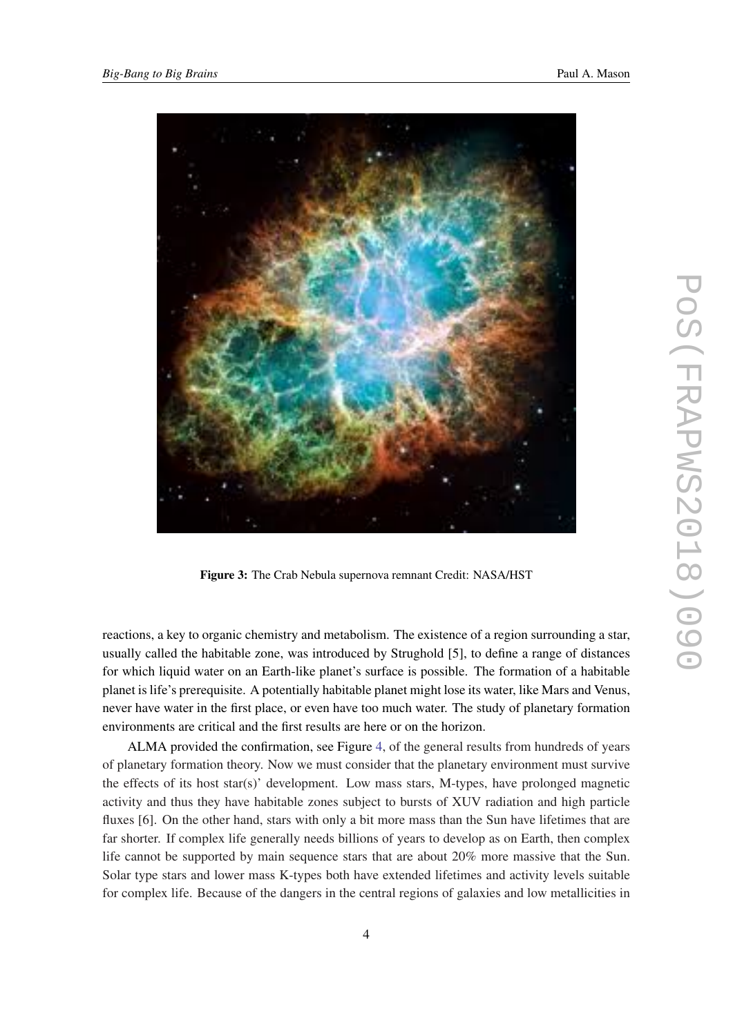**Figure 3:** The Crab Nebula supernova remnant Credit: NASA/HST

reactions, a key to organic chemistry and metabolism. The existence of a region surrounding a star, usually called the habitable zone, was introduced by Strughold [5], to define a range of distances for which liquid water on an Earth-like planet's surface is possible. The formation of a habitable planet is life's prerequisite. A potentially habitable planet might lose its water, like Mars and Venus, never have water in the first place, or even have too much water. The study of planetary formation environments are critical and the first results are here or on the horizon.

ALMA provided the confirmation, see Figure 4, of the general results from hundreds of years of planetary formation theory. Now we must consider that the planetary environment must survive the effects of its host star(s)' development. Low mass stars, M-types, have prolonged magnetic activity and thus they have habitable zones subject to bursts of XUV radiation and high particle fluxes [6]. On the other hand, stars with only a bit more mass than the Sun have lifetimes that are far shorter. If complex life generally needs billions of years to develop as on Earth, then complex life cannot be supported by main sequence stars that are about 20% more massive that the Sun. Solar type stars and lower mass K-types both have extended lifetimes and activity levels suitable for complex life. Because of the dangers in the central regions of galaxies and low metallicities in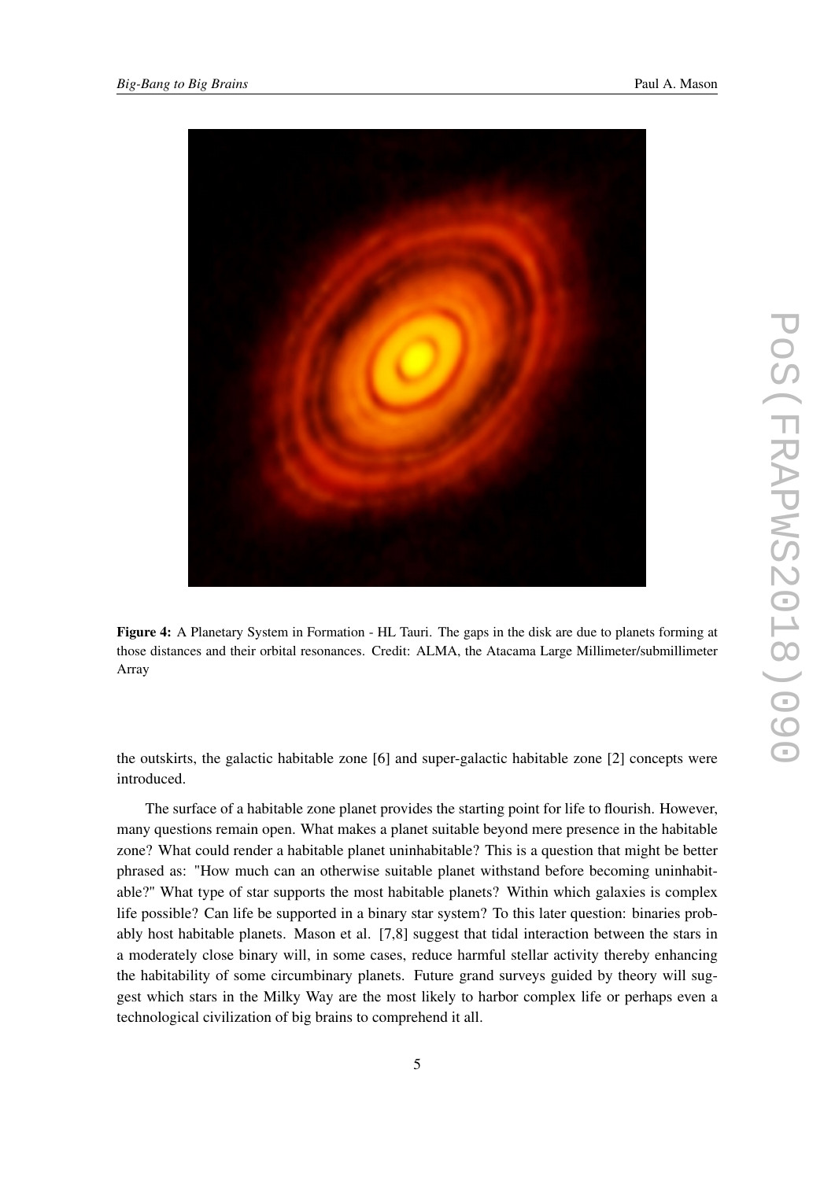**Figure 4:** A Planetary System in Formation - HL Tauri. The gaps in the disk are due to planets forming at those distances and their orbital resonances. Credit: ALMA, the Atacama Large Millimeter/submillimeter Array

the outskirts, the galactic habitable zone [6] and super-galactic habitable zone [2] concepts were introduced.

The surface of a habitable zone planet provides the starting point for life to flourish. However, many questions remain open. What makes a planet suitable beyond mere presence in the habitable zone? What could render a habitable planet uninhabitable? This is a question that might be better phrased as: "How much can an otherwise suitable planet withstand before becoming uninhabitable?" What type of star supports the most habitable planets? Within which galaxies is complex life possible? Can life be supported in a binary star system? To this later question: binaries probably host habitable planets. Mason et al. [7,8] suggest that tidal interaction between the stars in a moderately close binary will, in some cases, reduce harmful stellar activity thereby enhancing the habitability of some circumbinary planets. Future grand surveys guided by theory will suggest which stars in the Milky Way are the most likely to harbor complex life or perhaps even a technological civilization of big brains to comprehend it all.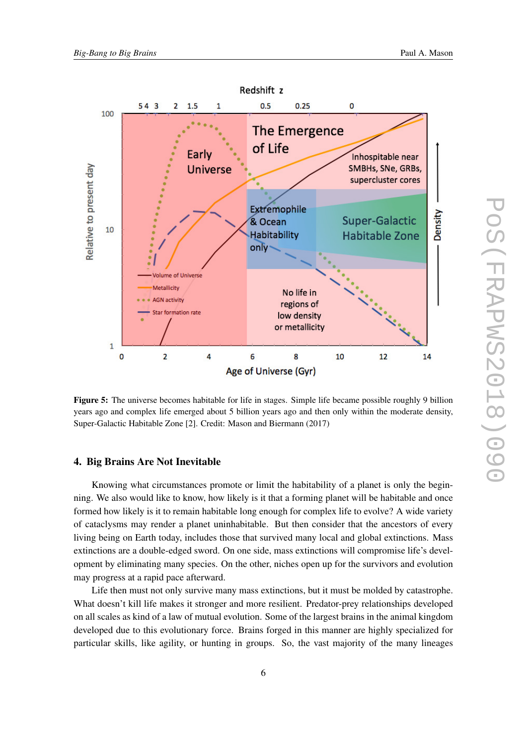**Figure 5:** The universe becomes habitable for life in stages. Simple life became possible roughly 9 billion years ago and complex life emerged about 5 billion years ago and then only within the moderate density, Super-Galactic Habitable Zone [2]. Credit: Mason and Biermann (2017)

## 4. Big Brains Are Not Inevitable

Knowing what circumstances promote or limit the habitability of a planet is only the beginning. We also would like to know, how likely is it that a forming planet will be habitable and once formed how likely is it to remain habitable long enough for complex life to evolve? A wide variety of cataclysms may render a planet uninhabitable. But then consider that the ancestors of every living being on Earth today, includes those that survived many local and global extinctions. Mass extinctions are a double-edged sword. On one side, mass extinctions will compromise life's development by eliminating many species. On the other, niches open up for the survivors and evolution may progress at a rapid pace afterward.

Life then must not only survive many mass extinctions, but it must be molded by catastrophe. What doesn't kill life makes it stronger and more resilient. Predator-prey relationships developed on all scales as kind of a law of mutual evolution. Some of the largest brains in the animal kingdom developed due to this evolutionary force. Brains forged in this manner are highly specialized for particular skills, like agility, or hunting in groups. So, the vast majority of the many lineages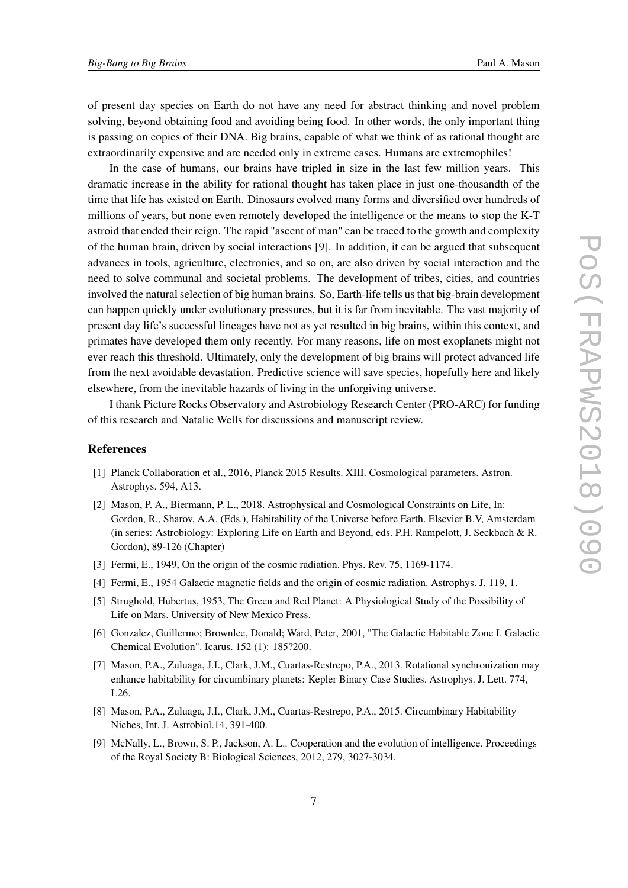of present day species on Earth do not have any need for abstract thinking and novel problem solving, beyond obtaining food and avoiding being food. In other words, the only important thing is passing on copies of their DNA. Big brains, capable of what we think of as rational thought are extraordinarily expensive and are needed only in extreme cases. Humans are extremophiles!

In the case of humans, our brains have tripled in size in the last few million years. This dramatic increase in the ability for rational thought has taken place in just one-thousandth of the time that life has existed on Earth. Dinosaurs evolved many forms and diversified over hundreds of millions of years, but none even remotely developed the intelligence or the means to stop the K-T astroid that ended their reign. The rapid "ascent of man" can be traced to the growth and complexity of the human brain, driven by social interactions [9]. In addition, it can be argued that subsequent advances in tools, agriculture, electronics, and so on, are also driven by social interaction and the need to solve communal and societal problems. The development of tribes, cities, and countries involved the natural selection of big human brains. So, Earth-life tells us that big-brain development can happen quickly under evolutionary pressures, but it is far from inevitable. The vast majority of present day life's successful lineages have not as yet resulted in big brains, within this context, and primates have developed them only recently. For many reasons, life on most exoplanets might not ever reach this threshold. Ultimately, only the development of big brains will protect advanced life from the next avoidable devastation. Predictive science will save species, hopefully here and likely elsewhere, from the inevitable hazards of living in the unforgiving universe.

I thank Picture Rocks Observatory and Astrobiology Research Center (PRO-ARC) for funding of this research and Natalie Wells for discussions and manuscript review.

## References

[1] Planck Collaboration et al., 2016, Planck 2015 Results. XIII. Cosmological parameters. Astron. Astrophys. 594, A13.

[2] Mason, P. A., Biermann, P. L., 2018. Astrophysical and Cosmological Constraints on Life, In: Gordon, R., Sharov, A.A. (Eds.), Habitability of the Universe before Earth. Elsevier B.V, Amsterdam (in series: Astrobiology: Exploring Life on Earth and Beyond, eds. P.H. Rampelott, J. Seckbach & R. Gordon), 89-126 (Chapter)

[3] Fermi, E., 1949, On the origin of the cosmic radiation. Phys. Rev. 75, 1169-1174.

[4] Fermi, E., 1954 Galactic magnetic fields and the origin of cosmic radiation. Astrophys. J. 119, 1.

[5] Strughold, Hubertus, 1953, The Green and Red Planet: A Physiological Study of the Possibility of Life on Mars. University of New Mexico Press.

[6] Gonzalez, Guillermo; Brownlee, Donald; Ward, Peter, 2001, "The Galactic Habitable Zone I. Galactic Chemical Evolution". Icarus. 152 (1): 185?200.

[7] Mason, P.A., Zuluaga, J.I., Clark, J.M., Cuartas-Restrepo, P.A., 2013. Rotational synchronization may enhance habitability for circumbinary planets: Kepler Binary Case Studies. Astrophys. J. Lett. 774, L26.

[8] Mason, P.A., Zuluaga, J.I., Clark, J.M., Cuartas-Restrepo, P.A., 2015. Circumbinary Habitability Niches, Int. J. Astrobiol.14, 391-400.

[9] McNally, L., Brown, S. P., Jackson, A. L.. Cooperation and the evolution of intelligence. Proceedings of the Royal Society B: Biological Sciences, 2012, 279, 3027-3034.